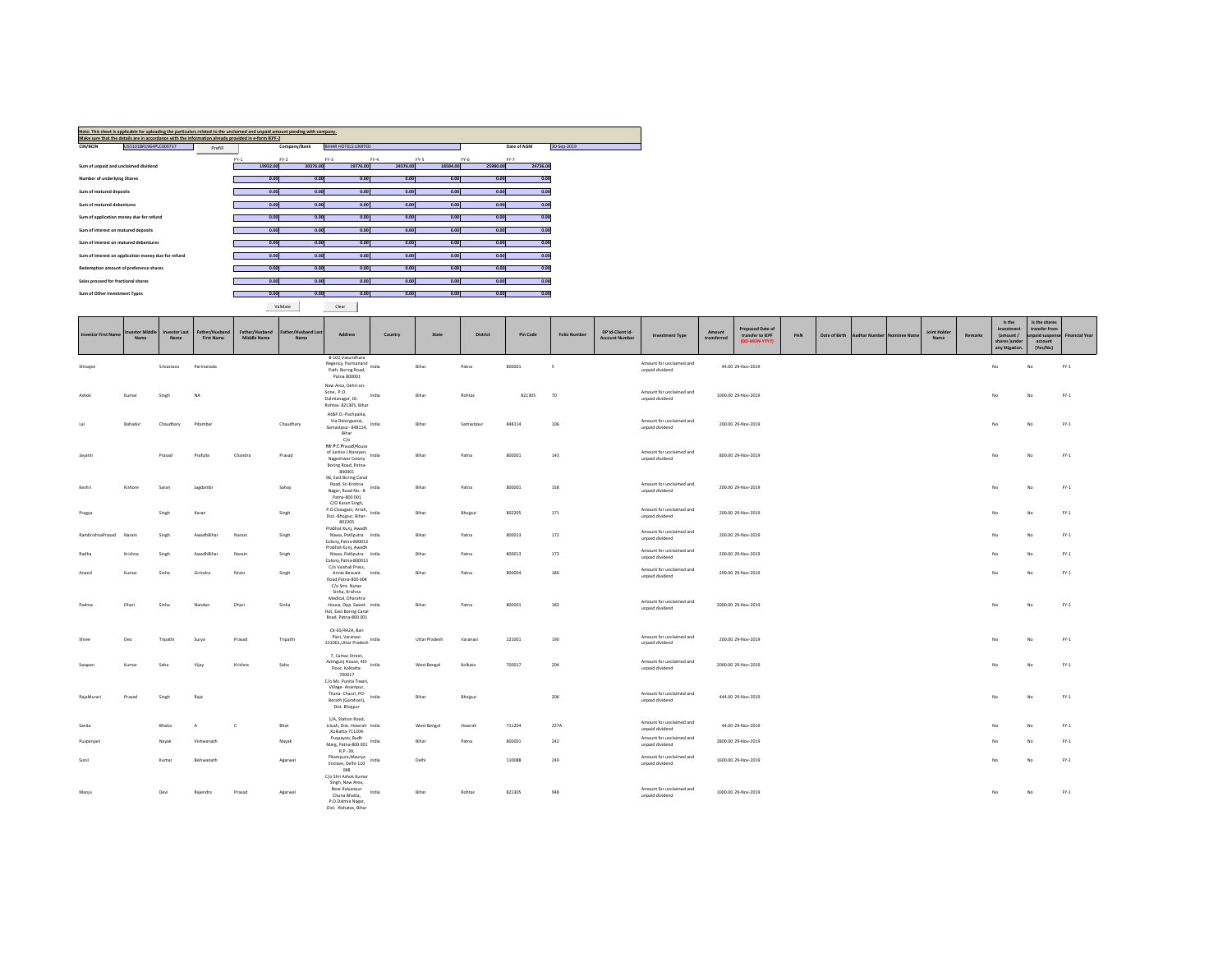**Note: This sheet is applicable for uploading the particulars related to the unclaimed and unpaid amount pending with company.**

**Make sure that the details are in accordance with the information already provided in e-form IEPF-2**

| CIN/BCIN | U55101BR1964PLC000737 | Prefill | Company/Bank | BIHAR HOTELS LIMITED | Date of AGM | 30-Sep-2019 |
|---|---|---|---|---|---|---|

| | FY-1 | FY-2 | FY-3 | FY-4 | FY-5 | FY-6 | FY-7 |
|---|---|---|---|---|---|---|---|
| Sum of unpaid and unclaimed dividend | 19932.00 | 30376.00 | 19776.00 | 24376.00 | 18584.00 | 25980.00 | 24736.00 |
| Number of underlying Shares | 0.00 | 0.00 | 0.00 | 0.00 | 0.00 | 0.00 | 0.00 |
| Sum of matured deposits | 0.00 | 0.00 | 0.00 | 0.00 | 0.00 | 0.00 | 0.00 |
| Sum of matured debentures | 0.00 | 0.00 | 0.00 | 0.00 | 0.00 | 0.00 | 0.00 |
| Sum of application money due for refund | 0.00 | 0.00 | 0.00 | 0.00 | 0.00 | 0.00 | 0.00 |
| Sum of interest on matured deposits | 0.00 | 0.00 | 0.00 | 0.00 | 0.00 | 0.00 | 0.00 |
| Sum of interest on matured debentures | 0.00 | 0.00 | 0.00 | 0.00 | 0.00 | 0.00 | 0.00 |
| Sum of interest on application money due for refund | 0.00 | 0.00 | 0.00 | 0.00 | 0.00 | 0.00 | 0.00 |
| Redemption amount of preference shares | 0.00 | 0.00 | 0.00 | 0.00 | 0.00 | 0.00 | 0.00 |
| Sales proceed for fractional shares | 0.00 | 0.00 | 0.00 | 0.00 | 0.00 | 0.00 | 0.00 |
| Sum of Other Investment Types | 0.00 | 0.00 | 0.00 | 0.00 | 0.00 | 0.00 | 0.00 |

Validate | Clear

| Investor First Name | Investor Middle Name | Investor Last Name | Father/Husband First Name | Father/Husband Middle Name | Father/Husband Last Name | Address | Country | State | District | Pin Code | Folio Number | DP Id-Client Id-Account Number | Investment Type | Amount transferred | Proposed Date of transfer to IEPF (DD-MON-YYYY) | PAN | Date of Birth | Aadhar Number | Nominee Name | Joint Holder Name | Remarks | Is the Investment (amount / shares )under any litigation. | Is the shares transfer from unpaid suspense account (Yes/No) | Financial Year |
|---|---|---|---|---|---|---|---|---|---|---|---|---|---|---|---|---|---|---|---|---|---|---|---|---|
| Shivajee | | Srivastava | Parmanada | | | B-102,Vasundhara Regency, Parmanand Path, Boring Road, Patna-800001 | India | Bihar | Patna | 800001 | 5 | | Amount for unclaimed and unpaid dividend | 44.00 | 29-Nov-2019 | | | | | | | No | No | FY-1 |
| Ashok | Kumar | Singh | NA | | | New Area, Dehri-on-Sone, P.O. Dalmianagar, Dt. Rohtas- 821305, Bihar | India | Bihar | Rohtas | 821305 | 70 | | Amount for unclaimed and unpaid dividend | 1000.00 | 29-Nov-2019 | | | | | | | No | No | FY-1 |
| Lal | Bahadur | Chaudhary | Pitambar | | Chaudhary | At&P.O.-Pachpalka, Via Dalsingsarai, Samastipur- 848114, Bihar | India | Bihar | Samastipur | 848114 | 106 | | Amount for unclaimed and unpaid dividend | 200.00 | 29-Nov-2019 | | | | | | | No | No | FY-1 |
| Jayanti | | Prasad | Prafulla | Chandra | Prasad | C/o Mr.P.C.Prasad,House of Justice J.Narayan, Nageshwar Colony Boring Road, Patna-800001 | India | Bihar | Patna | 800001 | 143 | | Amount for unclaimed and unpaid dividend | 800.00 | 29-Nov-2019 | | | | | | | No | No | FY-1 |
| Keshri | Kishore | Saran | Jagdambi | | Sahay | 96, East Boring Canal Road, Sri Krishna Nagar, Road No.- 8 Patna-800 001 | India | Bihar | Patna | 800001 | 158 | | Amount for unclaimed and unpaid dividend | 200.00 | 29-Nov-2019 | | | | | | | No | No | FY-1 |
| Pragya | | Singh | Karan | | Singh | C/O Karan Singh, P.O.Chaugain, Arrah, Dist.-Bhojpur, Bihar-802205 | India | Bihar | Bhojpur | 802205 | 171 | | Amount for unclaimed and unpaid dividend | 200.00 | 29-Nov-2019 | | | | | | | No | No | FY-1 |
| RamKrishnaPrasad | Narain | Singh | AwadhBihar | Narain | Singh | Prabhat Kunj, Awadh Niwas, Patliputra Colony,Patna-800013 | India | Bihar | Patna | 800013 | 172 | | Amount for unclaimed and unpaid dividend | 200.00 | 29-Nov-2019 | | | | | | | No | No | FY-1 |
| Radha | Krishna | Singh | AwadhBihar | Narain | Singh | Prabhat Kunj, Awadh Niwas, Patliputra Colony,Patna-800013 | India | Bihar | Patna | 800013 | 173 | | Amount for unclaimed and unpaid dividend | 200.00 | 29-Nov-2019 | | | | | | | No | No | FY-1 |
| Anand | Kumar | Sinha | Girindra | Nrain | Singh | C/o Vaishali Press, Annie Bessant Road,Patna-800 004 | India | Bihar | Patna | 800004 | 180 | | Amount for unclaimed and unpaid dividend | 200.00 | 29-Nov-2019 | | | | | | | No | No | FY-1 |
| Padma | Dhari | Sinha | Nandan | Dhari | Sinha | C/o Smt. Nutan Sinha, Krishna Medical, Dharahra House, Opp. Sweet Hut, East Boring Canal Road, Patna-800 001 | India | Bihar | Patna | 800001 | 183 | | Amount for unclaimed and unpaid dividend | 2000.00 | 29-Nov-2019 | | | | | | | No | No | FY-1 |
| Shree | Deo | Tripathi | Surya | Prasad | Tripathi | CK-65/442A, Bari Piari, Varanasi-221001,Uttar Pradesh | India | Uttar Pradesh | Varanasi | 221001 | 190 | | Amount for unclaimed and unpaid dividend | 200.00 | 29-Nov-2019 | | | | | | | No | No | FY-1 |
| Swapan | Kumar | Saha | Vijay | Krishna | Saha | 7, Camac Street, Azimganj House, 4th Floor, Kolkatta-700017 | India | West Bengal | Kolkata | 700017 | 204 | | Amount for unclaimed and unpaid dividend | 2000.00 | 29-Nov-2019 | | | | | | | No | No | FY-1 |
| RajaMurari | Prasad | Singh | Raja | | | C/o Ms. Punita Tiwari, Village- Anantpur, Thana- Chauri, PO- Berath (Garahani), Dist. Bhojpur | India | Bihar | Bhojpur | | 206 | | Amount for unclaimed and unpaid dividend | 444.00 | 29-Nov-2019 | | | | | | | No | No | FY-1 |
| Savita | | Bhatia | A | C | Bhat | 1/A, Station Road, Liluah, Dist.-Howrah ,Kolkata-711204. | India | West Bengal | Howrah | 711204 | 227A | | Amount for unclaimed and unpaid dividend | 44.00 | 29-Nov-2019 | | | | | | | No | No | FY-1 |
| Puspanjani | | Nayak | Vishwanath | | Nayak | Puspayan, Budh Marg, Patna-800 001 | India | Bihar | Patna | 800001 | 242 | | Amount for unclaimed and unpaid dividend | 2800.00 | 29-Nov-2019 | | | | | | | No | No | FY-1 |
| Sunil | | Kumar | Bishwanath | | Agarwal | R.P.-39, Pitampura,Maurya Enclave, Delhi-110 088 | India | Delhi | | 110088 | 249 | | Amount for unclaimed and unpaid dividend | 1600.00 | 29-Nov-2019 | | | | | | | No | No | FY-1 |
| Manju | | Devi | Rajendra | Prasad | Agarwal | C/o Shri Ashok Kumar Singh, New Area, Near Kalyanpur Chuna Bhatta, P.O.Dalmia Nagar, Dist. -Rohatas, Bihar | India | Bihar | Rohtas | 821305 | 948 | | Amount for unclaimed and unpaid dividend | 1000.00 | 29-Nov-2019 | | | | | | | No | No | FY-1 |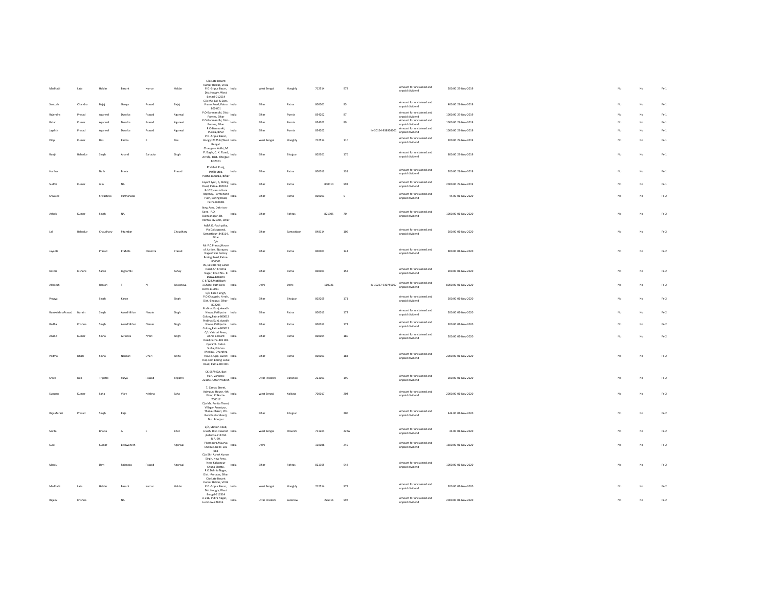| | | | | | | | | | | | | | | | | | | | |
|---|---|---|---|---|---|---|---|---|---|---|---|---|---|---|---|---|---|---|---|
| Madhabi | Lata | Haldar | Basant | Kumar | Haldar | C/o Late Basant Kumar Haldar, Vill & P.O.-Sripur Bazar, Dist.Hoogly, West Bengal-712514 | India | West Bengal | Hooghly | 712514 | 978 | | Amount for unclaimed and unpaid dividend | 200.00 | 29-Nov-2019 | | No | No | FY-1 |
| Santosh | Chandra | Bajaj | Ganga | Prasad | Bajaj | C/o M/s Lall & Sons, Fraser Road, Patna 800 001 | India | Bihar | Patna | 800001 | 95 | | Amount for unclaimed and unpaid dividend | 400.00 | 29-Nov-2019 | | No | No | FY-1 |
| Rajendra | Prasad | Agarwal | Dwarka | Prasad | Agarwal | P.O-Banmandhi, Dist.-Purnea, Bihar | India | Bihar | Purnia | 854202 | 87 | | Amount for unclaimed and unpaid dividend | 1000.00 | 29-Nov-2019 | | No | No | FY-1 |
| Ratan | Kumar | Agarwal | Dwarka | Prasad | Agarwal | P.O-Banmandhi, Dist.-Purnea, Bihar | India | Bihar | Purnia | 854202 | 89 | | Amount for unclaimed and unpaid dividend | 1000.00 | 29-Nov-2019 | | No | No | FY-1 |
| Jagdish | Prasad | Agarwal | Dwarka | Prasad | Agarwal | P.O-Banmanki, Purnia, Bihar | India | Bihar | Purnia | 854202 | | IN-30154-938908001 | Amount for unclaimed and unpaid dividend | 1000.00 | 29-Nov-2019 | | No | No | FY-1 |
| Dilip | Kumar | Das | Radha | B | Das | P.O.-Sripur Bazar, Hoogly-712514,West Bengal. | India | West Bengal | Hooghly | 712514 | 110 | | Amount for unclaimed and unpaid dividend | 200.00 | 29-Nov-2019 | | No | No | FY-1 |
| Ranjit | Bahadur | Singh | Anand | Bahadur | Singh | Chaugain Kothi, M P. Bagh, C. K. Road, Arrah, Dist. Bhojpur-802301 | India | Bihar | Bhojpur | 802301 | 176 | | Amount for unclaimed and unpaid dividend | 800.00 | 29-Nov-2019 | | No | No | FY-1 |
| Harihar | | Nath | Bhola | | Prasad | Prabhat Kunj, Patliputra, Patna-800013, Bihar | India | Bihar | Patna | 800013 | 138 | | Amount for unclaimed and unpaid dividend | 200.00 | 29-Nov-2019 | | No | No | FY-1 |
| Sudhir | Kumar | Jain | NA | | | Jayant Jyoti, 5, Riding Road, Patna - 800014 | India | Bihar | Patna | 800014 | 992 | | Amount for unclaimed and unpaid dividend | 2000.00 | 29-Nov-2019 | | No | No | FY-1 |
| Shivajee | | Srivastava | Parmanada | | | B-102,Vasundhara Regency, Parmanand Path, Boring Road, Patna 800001 | India | Bihar | Patna | 800001 | 5 | | Amount for unclaimed and unpaid dividend | 44.00 | 01-Nov-2020 | | No | No | FY-2 |
| Ashok | Kumar | Singh | NA | | | New Area, Dehri-on-Sone, P.O. Dalmianagar, Dt. Rohtas- 821305, Bihar | India | Bihar | Rohtas | 821305 | 70 | | Amount for unclaimed and unpaid dividend | 1000.00 | 01-Nov-2020 | | No | No | FY-2 |
| Lal | Bahadur | Chaudhary | Pitambar | | Chaudhary | At&P.O.-Pachpalka, Via Dalsingsarai, Samastipur- 848114, Bihar | India | Bihar | Samastipur | 848114 | 106 | | Amount for unclaimed and unpaid dividend | 200.00 | 01-Nov-2020 | | No | No | FY-2 |
| Jayanti | | Prasad | Prafulla | Chandra | Prasad | C/o Mr.P.C.Prasad,House of Justice J.Narayan, Nageshwar Colony Boring Road, Patna-800001 | India | Bihar | Patna | 800001 | 143 | | Amount for unclaimed and unpaid dividend | 800.00 | 01-Nov-2020 | | No | No | FY-2 |
| Keshri | Kishore | Saran | Jagdambi | | Sahay | 96, East Boring Canal Road, Sri Krishna Nagar, Road No.- 8 Patna-800 001 | India | Bihar | Patna | 800001 | 158 | | Amount for unclaimed and unpaid dividend | 200.00 | 01-Nov-2020 | | No | No | FY-2 |
| Akhilesh | | Ranjan | T | N | Srivastava | C-8/124,Moti Bagh-1,Shanti Path,New Delhi-110021 | India | Delhi | Delhi | 110021 | | IN-30267-930756007 | Amount for unclaimed and unpaid dividend | 8000.00 | 01-Nov-2020 | | No | No | FY-2 |
| Pragya | | Singh | Karan | | Singh | C/O Karan Singh, P.O.Chaugain, Arrah, Dist.-Bhojpur, Bihar-802205 | India | Bihar | Bhojpur | 802205 | 171 | | Amount for unclaimed and unpaid dividend | 200.00 | 01-Nov-2020 | | No | No | FY-2 |
| RamKrishnaPrasad | Narain | Singh | AwadhBihar | Narain | Singh | Prabhat Kunj, Awadh Niwas, Patliputra Colony,Patna-800013 | India | Bihar | Patna | 800013 | 172 | | Amount for unclaimed and unpaid dividend | 200.00 | 01-Nov-2020 | | No | No | FY-2 |
| Radha | Krishna | Singh | AwadhBihar | Narain | Singh | Prabhat Kunj, Awadh Niwas, Patliputra Colony,Patna-800013 | India | Bihar | Patna | 800013 | 173 | | Amount for unclaimed and unpaid dividend | 200.00 | 01-Nov-2020 | | No | No | FY-2 |
| Anand | Kumar | Sinha | Girindra | Nrain | Singh | C/o Vaishali Press, Annie Bessant Road,Patna-800 004 | India | Bihar | Patna | 800004 | 180 | | Amount for unclaimed and unpaid dividend | 200.00 | 01-Nov-2020 | | No | No | FY-2 |
| Padma | Dhari | Sinha | Nandan | Dhari | Sinha | C/o Smt. Nutan Sinha, Krishna Medical, Dharahra House, Opp. Sweet Hut, East Boring Canal Road, Patna-800 001 | India | Bihar | Patna | 800001 | 183 | | Amount for unclaimed and unpaid dividend | 2000.00 | 01-Nov-2020 | | No | No | FY-2 |
| Shree | Deo | Tripathi | Surya | Prasad | Tripathi | CK-65/442A, Bari Piari, Varanasi-221001,Uttar Pradesh | India | Uttar Pradesh | Varanasi | 221001 | 190 | | Amount for unclaimed and unpaid dividend | 200.00 | 01-Nov-2020 | | No | No | FY-2 |
| Swapan | Kumar | Saha | Vijay | Krishna | Saha | 7, Camac Street, Azimganj House, 4th Floor, Kolkatta-700017 | India | West Bengal | Kolkata | 700017 | 204 | | Amount for unclaimed and unpaid dividend | 2000.00 | 01-Nov-2020 | | No | No | FY-2 |
| RajaMurari | Prasad | Singh | Raja | | | C/o Ms. Punita Tiwari, Village- Anantpur, Thana- Chauri, PO-Berath (Garahani), Dist. Bhojpur | India | Bihar | Bhojpur | | 206 | | Amount for unclaimed and unpaid dividend | 444.00 | 01-Nov-2020 | | No | No | FY-2 |
| Savita | | Bhatia | A | C | Bhat | 1/A, Station Road, Liluah, Dist.-Howrah ,Kolkatta-711204. | India | West Bengal | Howrah | 711204 | 227A | | Amount for unclaimed and unpaid dividend | 44.00 | 01-Nov-2020 | | No | No | FY-2 |
| Sunil | | Kumar | Bishwanath | | Agarwal | R.P.-39, Pitampura,Maurya Enclave, Delhi-110 088 | India | Delhi | | 110088 | 249 | | Amount for unclaimed and unpaid dividend | 1600.00 | 01-Nov-2020 | | No | No | FY-2 |
| Manju | | Devi | Rajendra | Prasad | Agarwal | C/o Shri Ashok Kumar Singh, New Area, Near Kalyanpur Chuna Bhatta, P.O.Dalmia Nagar, Dist. -Rohatas, Bihar | India | Bihar | Rohtas | 821305 | 948 | | Amount for unclaimed and unpaid dividend | 1000.00 | 01-Nov-2020 | | No | No | FY-2 |
| Madhabi | Lata | Haldar | Basant | Kumar | Haldar | C/o Late Basant Kumar Haldar, Vill & P.O.-Sripur Bazar, Dist.Hoogly, West Bengal-712514 | India | West Bengal | Hooghly | 712514 | 978 | | Amount for unclaimed and unpaid dividend | 200.00 | 01-Nov-2020 | | No | No | FY-2 |
| Rajeev | Krishna | | NA | | | A-216, Indira Nagar, Lucknow-226016 | India | Uttar Pradesh | Lucknow | 226016 | 997 | | Amount for unclaimed and unpaid dividend | 2000.00 | 01-Nov-2020 | | No | No | FY-2 |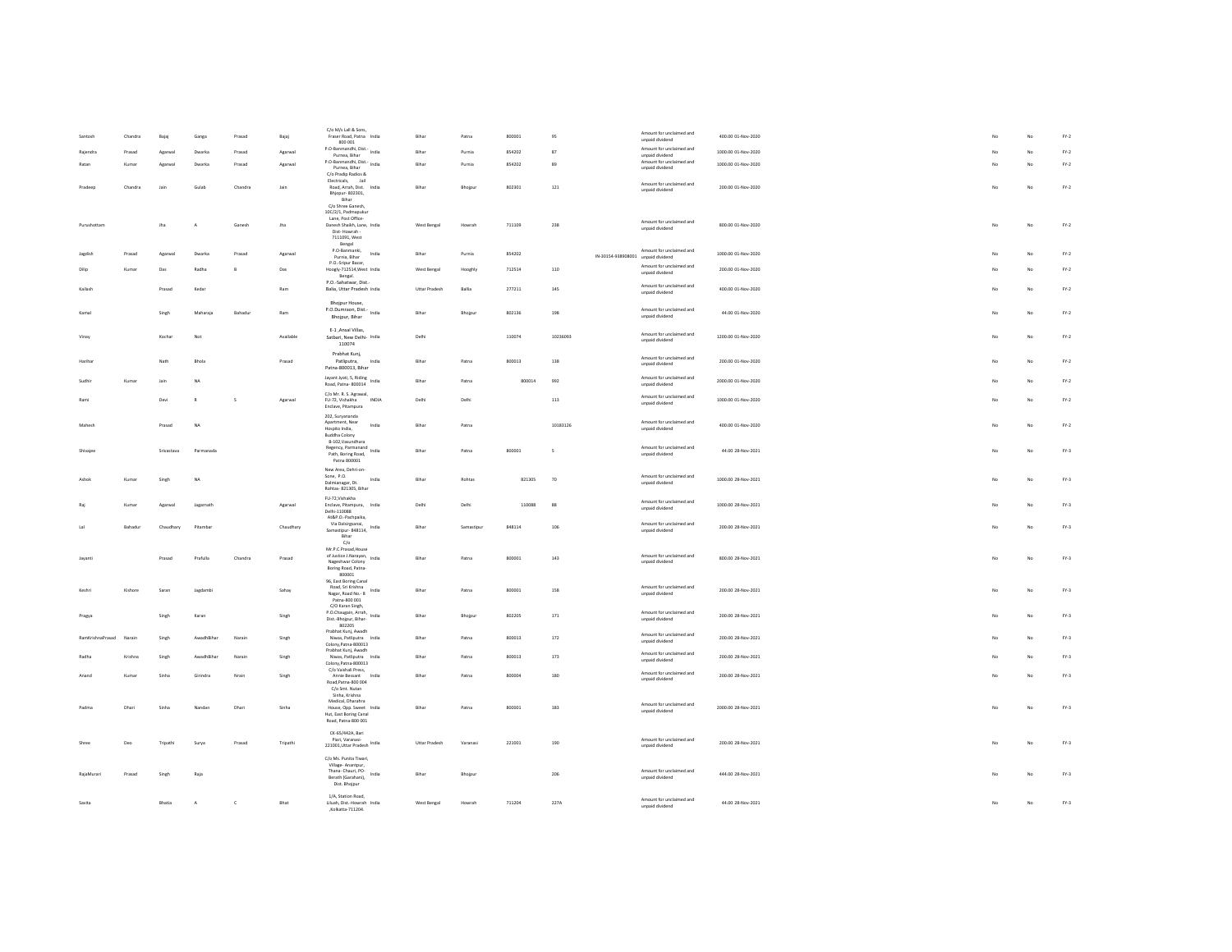| | | | | | | | | | | | | | | | | | | | | |
|---|---|---|---|---|---|---|---|---|---|---|---|---|---|---|---|---|---|---|---|---|
| Santosh | Chandra | Bajaj | Ganga | Prasad | Bajaj | C/o M/s Lall & Sons, Fraser Road, Patna-800 001 | India | Bihar | Patna | 800001 | 95 | | Amount for unclaimed and unpaid dividend | 400.00 | 01-Nov-2020 | | | No | No | FY-2 |
| Rajendra | Prasad | Agarwal | Dwarka | Prasad | Agarwal | P.O-Banmandhi, Dist.- Purnea, Bihar | India | Bihar | Purnia | 854202 | 87 | | Amount for unclaimed and unpaid dividend | 1000.00 | 01-Nov-2020 | | | No | No | FY-2 |
| Ratan | Kumar | Agarwal | Dwarka | Prasad | Agarwal | P.O-Banmandhi, Dist.- Purnea, Bihar | India | Bihar | Purnia | 854202 | 89 | | Amount for unclaimed and unpaid dividend | 1000.00 | 01-Nov-2020 | | | No | No | FY-2 |
| Pradeep | Chandra | Jain | Gulab | Chandra | Jain | C/o Pradip Radios & Electricals, Jail Road, Arrah, Dist. Bhojpur- 802301, Bihar | India | Bihar | Bhojpur | 802301 | 121 | | Amount for unclaimed and unpaid dividend | 200.00 | 01-Nov-2020 | | | No | No | FY-2 |
| Purushottam | | Jha | A | Ganesh | Jha | C/o Shree Ganesh, 10C/2/1, Padmapukur Lane, Post Office-Danesh Shaikh, Lane, Dist- Howrah - 7111091, West Bengal | India | West Bengal | Howrah | 711109 | 238 | | Amount for unclaimed and unpaid dividend | 800.00 | 01-Nov-2020 | | | No | No | FY-2 |
| Jagdish | Prasad | Agarwal | Dwarka | Prasad | Agarwal | P.O-Banmanki, Purnia, Bihar | India | Bihar | Purnia | 854202 | | IN-30154-938908001 | Amount for unclaimed and unpaid dividend | 1000.00 | 01-Nov-2020 | | | No | No | FY-2 |
| Dilip | Kumar | Das | Radha | B | Das | P.O.-Sripur Bazar, Hoogly-712514,West Bengal. | India | West Bengal | Hooghly | 712514 | 110 | | Amount for unclaimed and unpaid dividend | 200.00 | 01-Nov-2020 | | | No | No | FY-2 |
| Kailash | | Prasad | Kedar | | Ram | P.O.-Sahatwar, Dist.- Balia, Uttar Pradesh | India | Uttar Pradesh | Ballia | 277211 | 145 | | Amount for unclaimed and unpaid dividend | 400.00 | 01-Nov-2020 | | | No | No | FY-2 |
| Kamal | | Singh | Maharaja | Bahadur | Ram | Bhojpur House, P.O.Dumraon, Dist.- Bhojpur, Bihar | India | Bihar | Bhojpur | 802136 | 198 | | Amount for unclaimed and unpaid dividend | 44.00 | 01-Nov-2020 | | | No | No | FY-2 |
| Vinay | | Kochar | Not | | Available | E-1 ,Ansal Villas, Satbari, New Delhi-110074 | India | Delhi | | 110074 | 10236093 | | Amount for unclaimed and unpaid dividend | 1200.00 | 01-Nov-2020 | | | No | No | FY-2 |
| Harihar | | Nath | Bhola | | Prasad | Prabhat Kunj, Patliputra, Patna-800013, Bihar | India | Bihar | Patna | 800013 | 138 | | Amount for unclaimed and unpaid dividend | 200.00 | 01-Nov-2020 | | | No | No | FY-2 |
| Sudhir | Kumar | Jain | NA | | | Jayant Jyoti, 5, Riding Road, Patna- 800014 | India | Bihar | Patna | 800014 | 992 | | Amount for unclaimed and unpaid dividend | 2000.00 | 01-Nov-2020 | | | No | No | FY-2 |
| Rami | | Devi | R | S | Agarwal | C/o Mr. R. S. Agrawal, FU-72, Vishakha Enclave, Pitampura | INDIA | Delhi | Delhi | | 113 | | Amount for unclaimed and unpaid dividend | 1000.00 | 01-Nov-2020 | | | No | No | FY-2 |
| Mahesh | | Prasad | NA | | | 202, Suryananda Apartment, Near Hospito India, Buddha Colony | India | Bihar | Patna | | 10183126 | | Amount for unclaimed and unpaid dividend | 400.00 | 01-Nov-2020 | | | No | No | FY-2 |
| Shivajee | | Srivastava | Parmanada | | | B-102,Vasundhara Regency, Parmanand Path, Boring Road, Patna 800001 | India | Bihar | Patna | 800001 | 5 | | Amount for unclaimed and unpaid dividend | 44.00 | 28-Nov-2021 | | | No | No | FY-3 |
| Ashok | Kumar | Singh | NA | | | New Area, Dehri-on-Sone, P.O. Dalmianagar, Dt. Rohtas- 821305, Bihar | India | Bihar | Rohtas | 821305 | 70 | | Amount for unclaimed and unpaid dividend | 1000.00 | 28-Nov-2021 | | | No | No | FY-3 |
| Raj | Kumar | Agarwal | Jagannath | | Agarwal | FU-72,Vishakha Enclave, Pitampura, Delhi-110088 | India | Delhi | Delhi | 110088 | 88 | | Amount for unclaimed and unpaid dividend | 1000.00 | 28-Nov-2021 | | | No | No | FY-3 |
| Lal | Bahadur | Chaudhary | Pitambar | | Chaudhary | At&P.O.-Pachpalka, Via Dalsingsarai, Samastipur- 848114, Bihar | India | Bihar | Samastipur | 848114 | 106 | | Amount for unclaimed and unpaid dividend | 200.00 | 28-Nov-2021 | | | No | No | FY-3 |
| Jayanti | | Prasad | Prafulla | Chandra | Prasad | C/o Mr.P.C Prasad,House of Justice J.Narayan, Nageshwar Colony Boring Road, Patna-800001 | India | Bihar | Patna | 800001 | 143 | | Amount for unclaimed and unpaid dividend | 800.00 | 28-Nov-2021 | | | No | No | FY-3 |
| Keshri | Kishore | Saran | Jagdambi | | Sahay | 96, East Boring Canal Road, Sri Krishna Nagar, Road No.- 8 Patna-800 001 | India | Bihar | Patna | 800001 | 158 | | Amount for unclaimed and unpaid dividend | 200.00 | 28-Nov-2021 | | | No | No | FY-3 |
| Pragya | | Singh | Karan | | Singh | C/O Karan Singh, P.O.Chaugain, Arrah, Dist.-Bhojpur, Bihar-802205 | India | Bihar | Bhojpur | 802205 | 171 | | Amount for unclaimed and unpaid dividend | 200.00 | 28-Nov-2021 | | | No | No | FY-3 |
| RamKrishnaPrasad | Narain | Singh | AwadhBihar | Narain | Singh | Prabhat Kunj, Awadh Niwas, Patliputra Colony,Patna-800013 | India | Bihar | Patna | 800013 | 172 | | Amount for unclaimed and unpaid dividend | 200.00 | 28-Nov-2021 | | | No | No | FY-3 |
| Radha | Krishna | Singh | AwadhBihar | Narain | Singh | Prabhat Kunj, Awadh Niwas, Patliputra Colony,Patna-800013 | India | Bihar | Patna | 800013 | 173 | | Amount for unclaimed and unpaid dividend | 200.00 | 28-Nov-2021 | | | No | No | FY-3 |
| Anand | Kumar | Sinha | Girindra | Nrain | Singh | C/o Vaishali Press, Annie Bessant Road,Patna-800 004 | India | Bihar | Patna | 800004 | 180 | | Amount for unclaimed and unpaid dividend | 200.00 | 28-Nov-2021 | | | No | No | FY-3 |
| Padma | Dhari | Sinha | Nandan | Dhari | Sinha | C/o Smt. Nutan Sinha, Krishna Medical, Dharahra House, Opp. Sweet Hut, East Boring Canal Road, Patna-800 001 | India | Bihar | Patna | 800001 | 183 | | Amount for unclaimed and unpaid dividend | 2000.00 | 28-Nov-2021 | | | No | No | FY-3 |
| Shree | Deo | Tripathi | Surya | Prasad | Tripathi | CK-65/442A, Bari Piari, Varanasi-221001,Uttar Pradesh | India | Uttar Pradesh | Varanasi | 221001 | 190 | | Amount for unclaimed and unpaid dividend | 200.00 | 28-Nov-2021 | | | No | No | FY-3 |
| RajaMurari | Prasad | Singh | Raja | | | C/o Ms. Punita Tiwari, Village- Anantpur, Thana- Chauri, PO-Berath (Garahani), Dist. Bhojpur | India | Bihar | Bhojpur | | 206 | | Amount for unclaimed and unpaid dividend | 444.00 | 28-Nov-2021 | | | No | No | FY-3 |
| Savita | | Bhatia | A | C | Bhat | 1/A, Station Road, Liluah, Dist.-Howrah ,Kolkatta-711204. | India | West Bengal | Howrah | 711204 | 227A | | Amount for unclaimed and unpaid dividend | 44.00 | 28-Nov-2021 | | | No | No | FY-3 |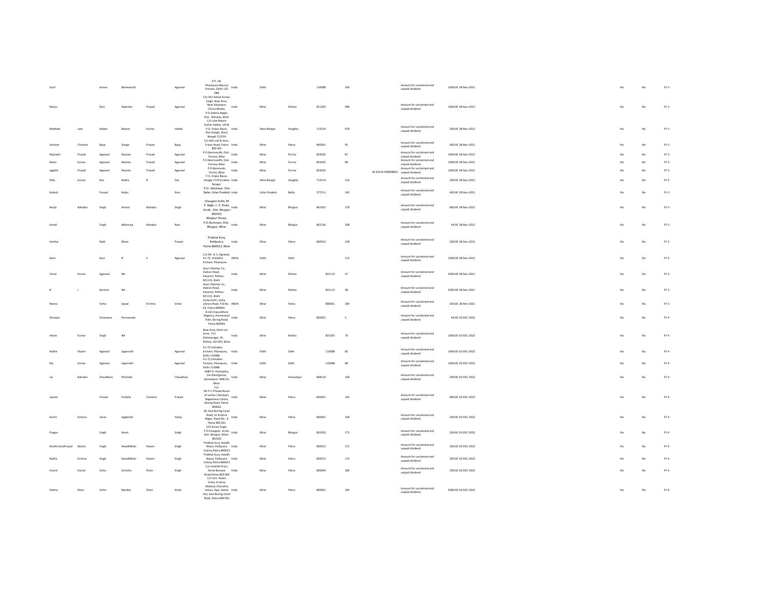| | | | | | | | | | | | | | | | | | | |
|---|---|---|---|---|---|---|---|---|---|---|---|---|---|---|---|---|---|---|
| Sunil | | Kumar | Bishwanath | | Agarwal | R.P.-39, Pitampura,Maurya Enclave, Delhi-110 088 | India | Delhi | | 110088 | 249 | | Amount for unclaimed and unpaid dividend | 1600.00 | 28-Nov-2021 | No | No | FY-3 |
| Manju | | Devi | Rajendra | Prasad | Agarwal | C/o Shri Ashok Kumar Singh, New Area, Near Kalyanpur Chuna Bhatta, P.O.Dalmia Nagar, Dist. -Rohatas, Bihar | India | Bihar | Rohtas | 821305 | 948 | | Amount for unclaimed and unpaid dividend | 1000.00 | 28-Nov-2021 | No | No | FY-3 |
| Madhabi | Lata | Haldar | Basant | Kumar | Haldar | C/o Late Basant Kumar Haldar, Vill.& P.O.-Sripur Bazar, Dist.Hoogly, West Bengal-712514 | India | West Bengal | Hooghly | 712514 | 978 | | Amount for unclaimed and unpaid dividend | 200.00 | 28-Nov-2021 | No | No | FY-3 |
| Santosh | Chandra | Bajaj | Ganga | Prasad | Bajaj | C/o M/s Lall & Sons, Fraser Road, Patna 800 001 | India | Bihar | Patna | 800001 | 95 | | Amount for unclaimed and unpaid dividend | 400.00 | 28-Nov-2021 | No | No | FY-3 |
| Rajendra | Prasad | Agarwal | Dwarka | Prasad | Agarwal | P.O-Banmandhi, Dist.-Purnea, Bihar | India | Bihar | Purnia | 854202 | 87 | | Amount for unclaimed and unpaid dividend | 1000.00 | 28-Nov-2021 | No | No | FY-3 |
| Ratan | Kumar | Agarwal | Dwarka | Prasad | Agarwal | P.O-Banmandhi, Dist.-Purnea, Bihar | India | Bihar | Purnia | 854202 | 89 | | Amount for unclaimed and unpaid dividend | 1000.00 | 28-Nov-2021 | No | No | FY-3 |
| Jagdish | Prasad | Agarwal | Dwarka | Prasad | Agarwal | P.O-Banmanki, Purnia, Bihar | India | Bihar | Purnia | 854202 | | IN-30154-938908001 | Amount for unclaimed and unpaid dividend | 1000.00 | 28-Nov-2021 | No | No | FY-3 |
| Dilip | Kumar | Das | Radha | B | Das | P.O.-Sripur Bazar, Hoogly-712514,West Bengal. | India | West Bengal | Hooghly | 712514 | 110 | | Amount for unclaimed and unpaid dividend | 200.00 | 28-Nov-2021 | No | No | FY-3 |
| Kailash | | Prasad | Kedar | | Ram | P.O.-Sahatwar, Dist.-Balia, Uttar Pradesh | India | Uttar Pradesh | Ballia | 277211 | 145 | | Amount for unclaimed and unpaid dividend | 400.00 | 28-Nov-2021 | No | No | FY-3 |
| Ranjit | Bahadur | Singh | Anand | Bahadur | Singh | Chaugain Kothi, M P. Bagh, C. K. Road, Arrah, Dist. Bhojpur-802301 | India | Bihar | Bhojpur | 802301 | 176 | | Amount for unclaimed and unpaid dividend | 800.00 | 28-Nov-2021 | No | No | FY-3 |
| Kamal | | Singh | Maharaja | Bahadur | Ram | Bhojpur House, P.O.Dumraon, Dist.-Bhojpur, Bihar | India | Bihar | Bhojpur | 802136 | 198 | | Amount for unclaimed and unpaid dividend | 44.00 | 28-Nov-2021 | No | No | FY-3 |
| Harihar | | Nath | Bhola | | Prasad | Prabhat Kunj, Patliputra, Patna-800013, Bihar | India | Bihar | Patna | 800013 | 138 | | Amount for unclaimed and unpaid dividend | 200.00 | 28-Nov-2021 | No | No | FY-3 |
| Rami | | Devi | R | S | Agarwal | C/o Mr. R. S. Agrawal, FU-72, Vishakha Enclave, Pitampura | INDIA | Delhi | Delhi | | 113 | | Amount for unclaimed and unpaid dividend | 1000.00 | 28-Nov-2021 | No | No | FY-3 |
| Vimal | Kumar | Agarwal | NA | | | Gauri Shankar Co., Station Road, Sasaram, Rohtas-821115, Biahr | India | Bihar | Rohtas | 821115 | 37 | | Amount for unclaimed and unpaid dividend | 2000.00 | 28-Nov-2021 | No | No | FY-3 |
| B | L | Kanoria | NA | | | Gauri Shankar Co., Station Road, Sasaram, Rohtas-821115, Biahr | India | Bihar | Rohtas | 821115 | 38 | | Amount for unclaimed and unpaid dividend | 2000.00 | 28-Nov-2021 | No | No | FY-3 |
| Neena | | Sinha | Gopal | Krishna | Sinha | Sinha Kothi, Sinha Library Road, P.B.No. 62, Patna-800001 | INDIA | Bihar | Patna | 800001 | 184 | | Amount for unclaimed and unpaid dividend | 200.00 | 28-Nov-2021 | No | No | FY-3 |
| Shivajee | | Srivastava | Parmanada | | | B-102,Vasundhara Regency, Parmanand Path, Boring Road, Patna 800001 | India | Bihar | Patna | 800001 | 5 | | Amount for unclaimed and unpaid dividend | 44.00 | 02-DEC-2022 | No | No | FY-4 |
| Ashok | Kumar | Singh | NA | | | New Area, Dehri-on-Sone, P.O. Dalmianagar, Dt. Rohtas- 821305, Bihar | India | Bihar | Rohtas | 821305 | 70 | | Amount for unclaimed and unpaid dividend | 1000.00 | 02-DEC-2022 | No | No | FY-4 |
| Radhe | Shyam | Agarwal | Jagannath | | Agarwal | FU-72,Vishakha Enclave, Pitampura, Delhi-110088 | India | Delhi | Delhi | 110088 | 85 | | Amount for unclaimed and unpaid dividend | 1400.00 | 02-DEC-2022 | No | No | FY-4 |
| Raj | Kumar | Agarwal | Jagannath | | Agarwal | FU-72,Vishakha Enclave, Pitampura, Delhi-110088 | India | Delhi | Delhi | 110088 | 88 | | Amount for unclaimed and unpaid dividend | 1000.00 | 02-DEC-2022 | No | No | FY-4 |
| Lal | Bahadur | Chaudhary | Pitambar | | Chaudhary | At&P.O.-Pachpaika, Via Dalsingsarai, Samastipur- 848114, Bihar | India | Bihar | Samastipur | 848114 | 106 | | Amount for unclaimed and unpaid dividend | 200.00 | 02-DEC-2022 | No | No | FY-4 |
| Jayanti | | Prasad | Prafulla | Chandra | Prasad | C/o Mr.P.C.Prasad,House of Justice J.Narayan, Nageshwar Colony Boring Road, Patna-800001 | India | Bihar | Patna | 800001 | 143 | | Amount for unclaimed and unpaid dividend | 800.00 | 02-DEC-2022 | No | No | FY-4 |
| Keshri | Kishore | Saran | Jagdambi | | Sahay | 96, East Boring Canal Road, Sri Krishna Nagar, Road No.- 8 Patna-800 001 | India | Bihar | Patna | 800001 | 158 | | Amount for unclaimed and unpaid dividend | 200.00 | 02-DEC-2022 | No | No | FY-4 |
| Pragya | | Singh | Karan | | Singh | C/O Karan Singh, P.O.Chaugain, Arrah, Dist.-Bhojpur, Bihar-802205 | India | Bihar | Bhojpur | 802205 | 171 | | Amount for unclaimed and unpaid dividend | 200.00 | 02-DEC-2022 | No | No | FY-4 |
| RamKrishnaPrasad | Narain | Singh | AwadhBihar | Narain | Singh | Prabhat Kunj, Awadh Niwas, Patliputra Colony,Patna-800013 | India | Bihar | Patna | 800013 | 172 | | Amount for unclaimed and unpaid dividend | 200.00 | 02-DEC-2022 | No | No | FY-4 |
| Radha | Krishna | Singh | AwadhBihar | Narain | Singh | Prabhat Kunj, Awadh Niwas, Patliputra Colony,Patna-800013 | India | Bihar | Patna | 800013 | 173 | | Amount for unclaimed and unpaid dividend | 200.00 | 02-DEC-2022 | No | No | FY-4 |
| Anand | Kumar | Sinha | Girindra | Nrain | Singh | C/o Vaishali Press, Annie Bessant Road,Patna-800 004 | India | Bihar | Patna | 800004 | 180 | | Amount for unclaimed and unpaid dividend | 200.00 | 02-DEC-2022 | No | No | FY-4 |
| Padma | Dhari | Sinha | Nandan | Dhari | Sinha | C/o Smt. Nutan Sinha, Krishna Medical, Dharahra House, Opp. Sweet Hut, East Boring Canal Road, Patna-800 001 | India | Bihar | Patna | 800001 | 183 | | Amount for unclaimed and unpaid dividend | 2000.00 | 02-DEC-2022 | No | No | FY-4 |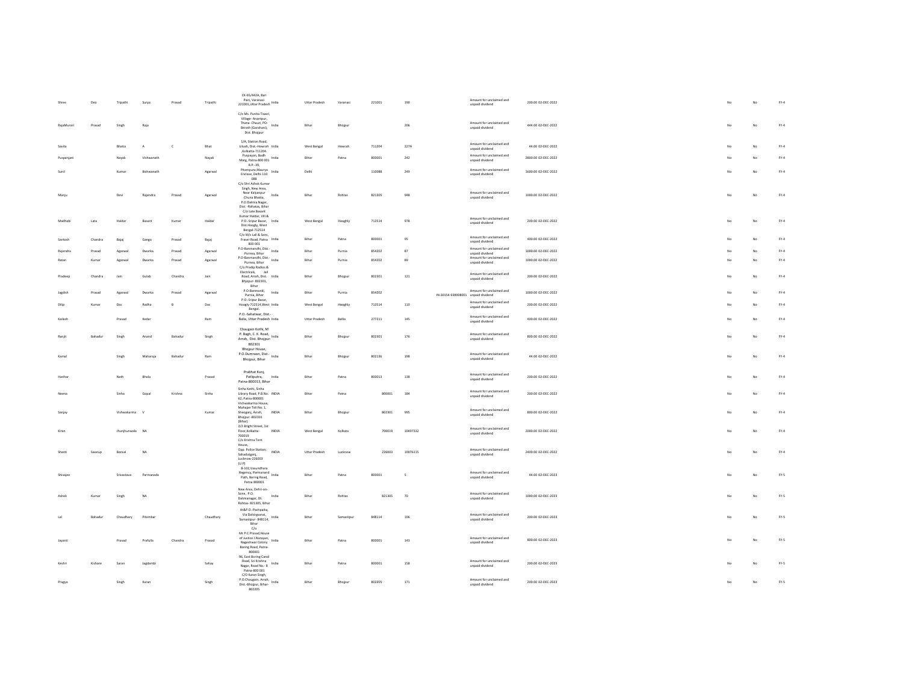| | | | | | | | | | | | | | | | | | | | |
|---|---|---|---|---|---|---|---|---|---|---|---|---|---|---|---|---|---|---|---|
| Shree | Deo | Tripathi | Surya | Prasad | Tripathi | CK-65/442A, Bari Piari, Varanasi-221001,Uttar Pradesh | India | Uttar Pradesh | Varanasi | 221001 | 190 | | Amount for unclaimed and unpaid dividend | 200.00 | 02-DEC-2022 | | No | No | FY-4 |
| RajaMurari | Prasad | Singh | Raja | | | C/o Ms. Punita Tiwari, Village- Anantpur, Thana- Chauri, PO-Berath (Garahani), Dist. Bhojpur | India | Bihar | Bhojpur | | 206 | | Amount for unclaimed and unpaid dividend | 444.00 | 02-DEC-2022 | | No | No | FY-4 |
| Savita | | Bhatia | A | C | Bhat | 1/A, Station Road, Liluah, Dist.-Howrah ,Kolkatta-711204. | India | West Bengal | Howrah | 711204 | 227A | | Amount for unclaimed and unpaid dividend | 44.00 | 02-DEC-2022 | | No | No | FY-4 |
| Puspanjani | | Nayak | Vishwanath | | Nayak | Puspayan, Budh Marg, Patna-800 001 | India | Bihar | Patna | 800001 | 242 | | Amount for unclaimed and unpaid dividend | 2800.00 | 02-DEC-2022 | | No | No | FY-4 |
| Sunil | | Kumar | Bishwanath | | Agarwal | R.P.-39, Pitampura,Maurya Enclave, Delhi-110 088 | India | Delhi | | 110088 | 249 | | Amount for unclaimed and unpaid dividend | 1600.00 | 02-DEC-2022 | | No | No | FY-4 |
| Manju | | Devi | Rajendra | Prasad | Agarwal | C/o Shri Ashok Kumar Singh, New Area, Near Kalyanpur Chuna Bhatta, P.O.Dalmia Nagar, Dist. -Rohatas, Bihar | India | Bihar | Rohtas | 821305 | 948 | | Amount for unclaimed and unpaid dividend | 1000.00 | 02-DEC-2022 | | No | No | FY-4 |
| Madhabi | Lata | Haldar | Basant | Kumar | Haldar | C/o Late Basant Kumar Haldar, Vill.& P.O.-Sripur Bazar, Dist.Hoogly, West Bengal-712514 | India | West Bengal | Hooghly | 712514 | 978 | | Amount for unclaimed and unpaid dividend | 200.00 | 02-DEC-2022 | | No | No | FY-4 |
| Santosh | Chandra | Bajaj | Ganga | Prasad | Bajaj | C/o M/s Lall & Sons, Fraser Road, Patna 800 001 | India | Bihar | Patna | 800001 | 95 | | Amount for unclaimed and unpaid dividend | 400.00 | 02-DEC-2022 | | No | No | FY-4 |
| Rajendra | Prasad | Agarwal | Dwarka | Prasad | Agarwal | P.O-Banmandhi, Dist.-Purnea, Bihar | India | Bihar | Purnia | 854202 | 87 | | Amount for unclaimed and unpaid dividend | 1000.00 | 02-DEC-2022 | | No | No | FY-4 |
| Ratan | Kumar | Agarwal | Dwarka | Prasad | Agarwal | P.O-Banmandhi, Dist.-Purnea, Bihar | India | Bihar | Purnia | 854202 | 89 | | Amount for unclaimed and unpaid dividend | 1000.00 | 02-DEC-2022 | | No | No | FY-4 |
| Pradeep | Chandra | Jain | Gulab | Chandra | Jain | C/o Pradip Radios & Electricals, Jail Road, Arrah, Dist. Bhjopur- 802301, Bihar | India | Bihar | Bhojpur | 802301 | 121 | | Amount for unclaimed and unpaid dividend | 200.00 | 02-DEC-2022 | | No | No | FY-4 |
| Jagdish | Prasad | Agarwal | Dwarka | Prasad | Agarwal | P.O-Banmanki, Purnia, Bihar | India | Bihar | Purnia | 854202 | | IN-30154-938908001 | Amount for unclaimed and unpaid dividend | 1000.00 | 02-DEC-2022 | | No | No | FY-4 |
| Dilip | Kumar | Das | Radha | B | Das | P.O.-Sripur Bazar, Hoogly-712514,West Bengal. | India | West Bengal | Hooghly | 712514 | 110 | | Amount for unclaimed and unpaid dividend | 200.00 | 02-DEC-2022 | | No | No | FY-4 |
| Kailash | | Prasad | Kedar | | Ram | P.O.-Sahatwar, Dist.-Balia, Uttar Pradesh | India | Uttar Pradesh | Ballia | 277211 | 145 | | Amount for unclaimed and unpaid dividend | 400.00 | 02-DEC-2022 | | No | No | FY-4 |
| Ranjit | Bahadur | Singh | Anand | Bahadur | Singh | Chaugain Kothi, M P. Bagh, C. K. Road, Arrah, Dist. Bhojpur-802301 | India | Bihar | Bhojpur | 802301 | 176 | | Amount for unclaimed and unpaid dividend | 800.00 | 02-DEC-2022 | | No | No | FY-4 |
| Kamal | | Singh | Maharaja | Bahadur | Ram | Bhojpur House, P.O.Dumraon, Dist.-Bhojpur, Bihar | India | Bihar | Bhojpur | 802136 | 198 | | Amount for unclaimed and unpaid dividend | 44.00 | 02-DEC-2022 | | No | No | FY-4 |
| Harihar | | Nath | Bhola | | Prasad | Prabhat Kunj, Patliputra, Patna-800013, Bihar | India | Bihar | Patna | 800013 | 138 | | Amount for unclaimed and unpaid dividend | 200.00 | 02-DEC-2022 | | No | No | FY-4 |
| Neena | | Sinha | Gopal | Krishna | Sinha | Sinha Kothi, Sinha Library Road, P.B.No. 62, Patna-800001 | INDIA | Bihar | Patna | 800001 | 184 | | Amount for unclaimed and unpaid dividend | 200.00 | 02-DEC-2022 | | No | No | FY-4 |
| Sanjay | | Vishwakarma | V | | Kumar | Vishwakarma House, Mahajan Toli No. 1, Sheoganj, Arrah, Bhojpur -802301 (Bihar) | INDIA | Bihar | Bhojpur | 802301 | 995 | | Amount for unclaimed and unpaid dividend | 800.00 | 02-DEC-2022 | | No | No | FY-4 |
| Kiran | | Jhunjhunwala | NA | | | 2/2 Bright Street, 1st Floor,Kolkatta - 700019 | INDIA | West Bengal | Kolkata | 700019 | 10497332 | | Amount for unclaimed and unpaid dividend | 2000.00 | 02-DEC-2022 | | No | No | FY-4 |
| Shanti | Swarup | Bansal | NA | | | C/o Krishna Tent House, Opp. Police Station, Sahadatganj, Lucknow-226003 (U.P) | INDIA | Uttar Pradesh | Lucknow | 226003 | 10076115 | | Amount for unclaimed and unpaid dividend | 2400.00 | 02-DEC-2022 | | No | No | FY-4 |
| Shivajee | | Srivastava | Parmanada | | | B-102,Vasundhara Regency, Parmanand Path, Boring Road, Patna 800001 | India | Bihar | Patna | 800001 | 5 | | Amount for unclaimed and unpaid dividend | 44.00 | 02-DEC-2023 | | No | No | FY-5 |
| Ashok | Kumar | Singh | NA | | | New Area, Dehri-on-Sone, P.O. Dalmianagar, Dt. Rohtas- 821305, Bihar | India | Bihar | Rohtas | 821305 | 70 | | Amount for unclaimed and unpaid dividend | 1000.00 | 02-DEC-2023 | | No | No | FY-5 |
| Lal | Bahadur | Chaudhary | Pitambar | | Chaudhary | At&P.O.-Pachpalka, Via Dalsingsarai, Samastipur- 848114, Bihar | India | Bihar | Samastipur | 848114 | 106 | | Amount for unclaimed and unpaid dividend | 200.00 | 02-DEC-2023 | | No | No | FY-5 |
| Jayanti | | Prasad | Prafulla | Chandra | Prasad | C/o Mr.P.C.Prasad,House of Justice.J.Narayan, Nageshwar Colony Boring Road, Patna-800001 | India | Bihar | Patna | 800001 | 143 | | Amount for unclaimed and unpaid dividend | 800.00 | 02-DEC-2023 | | No | No | FY-5 |
| Keshri | Kishore | Saran | Jagdambi | | Sahay | 96, East Boring Canal Road, Sri Krishna Nagar, Road No.- 8 Patna-800 001 | India | Bihar | Patna | 800001 | 158 | | Amount for unclaimed and unpaid dividend | 200.00 | 02-DEC-2023 | | No | No | FY-5 |
| Pragya | | Singh | Karan | | Singh | C/O Karan Singh, P.O.Chaugain, Arrah, Dist.-Bhojpur, Bihar-802205 | India | Bihar | Bhojpur | 802205 | 171 | | Amount for unclaimed and unpaid dividend | 200.00 | 02-DEC-2023 | | No | No | FY-5 |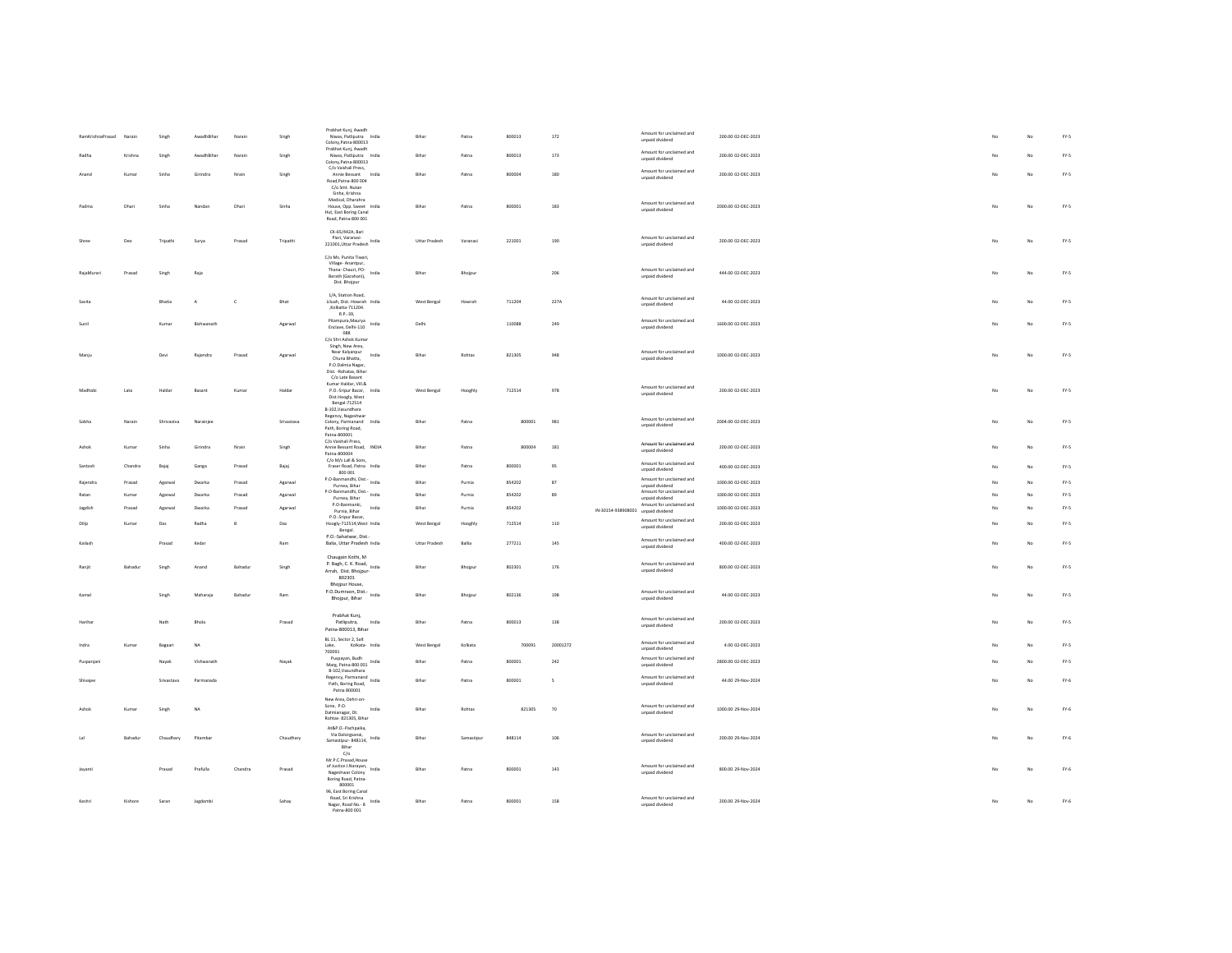| | | | | | | | | | | | | | | | | | | | |
|---|---|---|---|---|---|---|---|---|---|---|---|---|---|---|---|---|---|---|---|
| RamKrishnaPrasad | Narain | Singh | AwadhBihar | Narain | Singh | Prabhat Kunj, Awadh Niwas, Patliputra Colony,Patna-800013 | India | Bihar | Patna | 800013 | 172 | | Amount for unclaimed and unpaid dividend | 200.00 | 02-DEC-2023 | | No | No | FY-5 |
| Radha | Krishna | Singh | AwadhBihar | Narain | Singh | Prabhat Kunj, Awadh Niwas, Patliputra Colony,Patna-800013 | India | Bihar | Patna | 800013 | 173 | | Amount for unclaimed and unpaid dividend | 200.00 | 02-DEC-2023 | | No | No | FY-5 |
| Anand | Kumar | Sinha | Girindra | Nrain | Singh | C/o Vaishali Press, Annie Bessant Road,Patna-800 004 | India | Bihar | Patna | 800004 | 180 | | Amount for unclaimed and unpaid dividend | 200.00 | 02-DEC-2023 | | No | No | FY-5 |
| Padma | Dhari | Sinha | Nandan | Dhari | Sinha | C/o Smt. Nutan Sinha, Krishna Medical, Dharahra House, Opp. Sweet Hut, East Boring Canal Road, Patna-800 001 | India | Bihar | Patna | 800001 | 183 | | Amount for unclaimed and unpaid dividend | 2000.00 | 02-DEC-2023 | | No | No | FY-5 |
| Shree | Deo | Tripathi | Surya | Prasad | Tripathi | CK-65/442A, Bari Piari, Varanasi-221001,Uttar Pradesh | India | Uttar Pradesh | Varanasi | 221001 | 190 | | Amount for unclaimed and unpaid dividend | 200.00 | 02-DEC-2023 | | No | No | FY-5 |
| RajaMurari | Prasad | Singh | Raja | | | C/o Ms. Punita Tiwari, Village- Anantpur, Thana- Chauri, PO-Berath (Garahani), Dist. Bhojpur | India | Bihar | Bhojpur | | 206 | | Amount for unclaimed and unpaid dividend | 444.00 | 02-DEC-2023 | | No | No | FY-5 |
| Savita | | Bhatia | A | C | Bhat | 1/A, Station Road, Liluah, Dist.-Howrah ,Kolkatta-711204. | India | West Bengal | Howrah | 711204 | 227A | | Amount for unclaimed and unpaid dividend | 44.00 | 02-DEC-2023 | | No | No | FY-5 |
| Sunil | | Kumar | Bishwanath | | Agarwal | R.P.-39, Pitampura,Maurya Enclave, Delhi-110 088 | India | Delhi | | 110088 | 249 | | Amount for unclaimed and unpaid dividend | 1600.00 | 02-DEC-2023 | | No | No | FY-5 |
| Manju | | Devi | Rajendra | Prasad | Agarwal | C/o Shri Ashok Kumar Singh, New Area, Near Kalyanpur Chuna Bhatta, P.O.Dalmia Nagar, Dist. -Rohatas, Bihar | India | Bihar | Rohtas | 821305 | 948 | | Amount for unclaimed and unpaid dividend | 1000.00 | 02-DEC-2023 | | No | No | FY-5 |
| Madhabi | Lata | Haldar | Basant | Kumar | Haldar | C/o Late Basant Kumar Haldar, Vill.& P.O.-Sripur Bazar, Dist.Hoogly, West Bengal-712514 | India | West Bengal | Hooghly | 712514 | 978 | | Amount for unclaimed and unpaid dividend | 200.00 | 02-DEC-2023 | | No | No | FY-5 |
| Sobha | Narain | Shrivastva | Narainjee | | Srivastava | B-102,Vasundhara Regency, Nageshwar Colony, Parmanand Path, Boring Road, Patna-800001 | India | Bihar | Patna | 800001 | 981 | | Amount for unclaimed and unpaid dividend | 2004.00 | 02-DEC-2023 | | No | No | FY-5 |
| Ashok | Kumar | Sinha | Girindra | Nrain | Singh | C/o Vaishali Press, Annie Bessant Road, Patna-800004 | INDIA | Bihar | Patna | 800004 | 181 | | Amount for unclaimed and unpaid dividend | 200.00 | 02-DEC-2023 | | No | No | FY-5 |
| Santosh | Chandra | Bajaj | Ganga | Prasad | Bajaj | C/o M/s Lall & Sons, Fraser Road, Patna 800 001 | India | Bihar | Patna | 800001 | 95 | | Amount for unclaimed and unpaid dividend | 400.00 | 02-DEC-2023 | | No | No | FY-5 |
| Rajendra | Prasad | Agarwal | Dwarka | Prasad | Agarwal | P.O-Banmandhi, Dist.-Purnea, Bihar | India | Bihar | Purnia | 854202 | 87 | | Amount for unclaimed and unpaid dividend | 1000.00 | 02-DEC-2023 | | No | No | FY-5 |
| Ratan | Kumar | Agarwal | Dwarka | Prasad | Agarwal | P.O-Banmandhi, Dist.-Purnea, Bihar | India | Bihar | Purnia | 854202 | 89 | | Amount for unclaimed and unpaid dividend | 1000.00 | 02-DEC-2023 | | No | No | FY-5 |
| Jagdish | Prasad | Agarwal | Dwarka | Prasad | Agarwal | P.O-Banmanki, Purnia, Bihar | India | Bihar | Purnia | 854202 | | IN-30154-938908001 | Amount for unclaimed and unpaid dividend | 1000.00 | 02-DEC-2023 | | No | No | FY-5 |
| Dilip | Kumar | Das | Radha | B | Das | P.O.-Sripur Bazar, Hoogly-712514,West Bengal. | India | West Bengal | Hooghly | 712514 | 110 | | Amount for unclaimed and unpaid dividend | 200.00 | 02-DEC-2023 | | No | No | FY-5 |
| Kailash | | Prasad | Kedar | | Ram | P.O.-Sahatwar, Dist.-Balia, Uttar Pradesh | India | Uttar Pradesh | Balia | 277211 | 145 | | Amount for unclaimed and unpaid dividend | 400.00 | 02-DEC-2023 | | No | No | FY-5 |
| Ranjit | Bahadur | Singh | Anand | Bahadur | Singh | Chaugain Kothi, M P. Bagh, C. K. Road, Arrah, Dist. Bhojpur-802301 | India | Bihar | Bhojpur | 802301 | 176 | | Amount for unclaimed and unpaid dividend | 800.00 | 02-DEC-2023 | | No | No | FY-5 |
| Kamal | | Singh | Maharaja | Bahadur | Ram | Bhojpur House, P.O.Dumraon, Dist.-Bhojpur, Bihar | India | Bihar | Bhojpur | 802136 | 198 | | Amount for unclaimed and unpaid dividend | 44.00 | 02-DEC-2023 | | No | No | FY-5 |
| Harihar | | Nath | Bhola | | Prasad | Prabhat Kunj, Patliputra, Patna-800013, Bihar | India | Bihar | Patna | 800013 | 138 | | Amount for unclaimed and unpaid dividend | 200.00 | 02-DEC-2023 | | No | No | FY-5 |
| Indra | Kumar | Bagaari | NA | | | BL 11, Sector 2, Salt Lake, Kolkata-700091 | India | West Bengal | Kolkata | 700091 | 20001272 | | Amount for unclaimed and unpaid dividend | 4.00 | 02-DEC-2023 | | No | No | FY-5 |
| Puspanjani | | Nayak | Vishwanath | | Nayak | Puspayan, Budh Marg, Patna-800 001 | India | Bihar | Patna | 800001 | 242 | | Amount for unclaimed and unpaid dividend | 2800.00 | 02-DEC-2023 | | No | No | FY-5 |
| Shivajee | | Srivastava | Parmanada | | | B-102,Vasundhara Regency, Parmanand Path, Boring Road, Patna 800001 | India | Bihar | Patna | 800001 | 5 | | Amount for unclaimed and unpaid dividend | 44.00 | 29-Nov-2024 | | No | No | FY-6 |
| Ashok | Kumar | Singh | NA | | | New Area, Dehri-on-Sone, P.O. Dalmianagar, Dt. Rohtas- 821305, Bihar | India | Bihar | Rohtas | 821305 | 70 | | Amount for unclaimed and unpaid dividend | 1000.00 | 29-Nov-2024 | | No | No | FY-6 |
| Lal | Bahadur | Chaudhary | Pitambar | | Chaudhary | At&P.O.-Pachpatka, Via Dalsingsarai, Samastipur- 848114, Bihar | India | Bihar | Samastipur | 848114 | 106 | | Amount for unclaimed and unpaid dividend | 200.00 | 29-Nov-2024 | | No | No | FY-6 |
| Jayanti | | Prasad | Prafulla | Chandra | Prasad | C/o Mr.P.C.Prasad,House of Justice J.Narayan, Nageshwar Colony Boring Road, Patna-800001 | India | Bihar | Patna | 800001 | 143 | | Amount for unclaimed and unpaid dividend | 800.00 | 29-Nov-2024 | | No | No | FY-6 |
| Keshri | Kishore | Saran | Jagdambi | | Sahay | 96, East Boring Canal Road, Sri Krishna Nagar, Road No.- 8 Patna-800 001 | India | Bihar | Patna | 800001 | 158 | | Amount for unclaimed and unpaid dividend | 200.00 | 29-Nov-2024 | | No | No | FY-6 |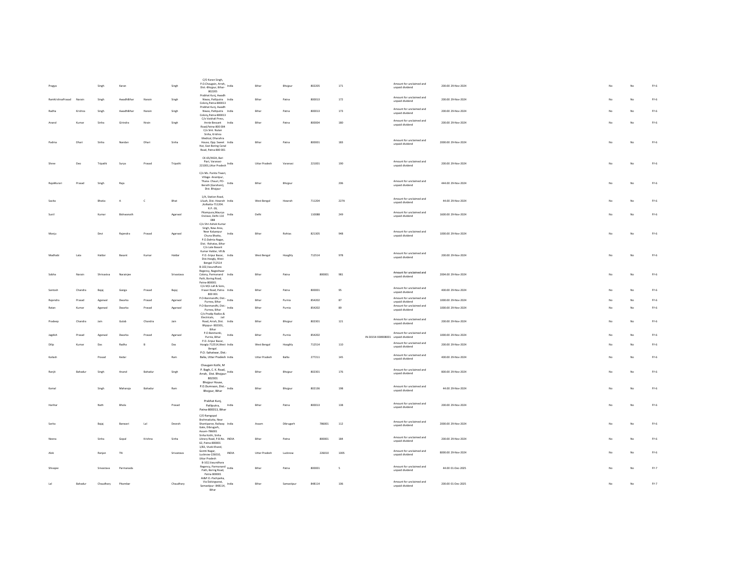| | | | | | | | | | | | | | | | | | | | |
|---|---|---|---|---|---|---|---|---|---|---|---|---|---|---|---|---|---|---|---|
| Pragya | | Singh | Karan | | Singh | C/O Karan Singh, P.O.Chaugain, Arrah, Dist.-Bhojpur, Bihar-802205 | India | Bihar | Bhojpur | 802205 | 171 | | Amount for unclaimed and unpaid dividend | 200.00 | 29-Nov-2024 | | No | No | FY-6 |
| RamKrishnaPrasad | Narain | Singh | AwadhBihar | Narain | Singh | Prabhat Kunj, Awadh Niwas, Patliputra Colony,Patna-800013 | India | Bihar | Patna | 800013 | 172 | | Amount for unclaimed and unpaid dividend | 200.00 | 29-Nov-2024 | | No | No | FY-6 |
| Radha | Krishna | Singh | AwadhBihar | Narain | Singh | Prabhat Kunj, Awadh Niwas, Patliputra Colony,Patna-800013 | India | Bihar | Patna | 800013 | 173 | | Amount for unclaimed and unpaid dividend | 200.00 | 29-Nov-2024 | | No | No | FY-6 |
| Anand | Kumar | Sinha | Girindra | Nrain | Singh | C/o Vaishali Press, Annie Bessant Road,Patna-800 004 | India | Bihar | Patna | 800004 | 180 | | Amount for unclaimed and unpaid dividend | 200.00 | 29-Nov-2024 | | No | No | FY-6 |
| Padma | Dhari | Sinha | Nandan | Dhari | Sinha | C/o Smt. Nutan Sinha, Krishna Medical, Dharahra House, Opp. Sweet Hut, East Boring Canal Road, Patna-800 001 | India | Bihar | Patna | 800001 | 183 | | Amount for unclaimed and unpaid dividend | 2000.00 | 29-Nov-2024 | | No | No | FY-6 |
| Shree | Deo | Tripathi | Surya | Prasad | Tripathi | CK-65/442A, Bari Piari, Varanasi-221001,Uttar Pradesh | India | Uttar Pradesh | Varanasi | 221001 | 190 | | Amount for unclaimed and unpaid dividend | 200.00 | 29-Nov-2024 | | No | No | FY-6 |
| RajaMurari | Prasad | Singh | Raja | | | C/o Ms. Punita Tiwari, Village- Anantpur, Thana- Chauri, PO-Berath (Garahani), Dist. Bhojpur | India | Bihar | Bhojpur | | 206 | | Amount for unclaimed and unpaid dividend | 444.00 | 29-Nov-2024 | | No | No | FY-6 |
| Savita | | Bhatia | A | C | Bhat | 1/A, Station Road, Liluah, Dist.-Howrah ,Kolkatta-711204. | India | West Bengal | Howrah | 711204 | 227A | | Amount for unclaimed and unpaid dividend | 44.00 | 29-Nov-2024 | | No | No | FY-6 |
| Sunil | | Kumar | Bishwanath | | Agarwal | R.P.-39, Pitampura,Maurya Enclave, Delhi-110 088 | India | Delhi | | 110088 | 249 | | Amount for unclaimed and unpaid dividend | 1600.00 | 29-Nov-2024 | | No | No | FY-6 |
| Manju | | Devi | Rajendra | Prasad | Agarwal | C/o Shri Ashok Kumar Singh, New Area, Near Kalyanpur Chuna Bhatta, P.O.Dalmia Nagar, Dist. -Rohatas, Bihar | India | Bihar | Rohtas | 821305 | 948 | | Amount for unclaimed and unpaid dividend | 1000.00 | 29-Nov-2024 | | No | No | FY-6 |
| Madhabi | Lata | Haldar | Basant | Kumar | Haldar | C/o Late Basant Kumar Haldar, Vill.& P.O.-Sripur Bazar, Dist.Hooghly, West Bengal-712514 | India | West Bengal | Hooghly | 712514 | 978 | | Amount for unclaimed and unpaid dividend | 200.00 | 29-Nov-2024 | | No | No | FY-6 |
| Sobha | Narain | Shrivastva | Naranjee | | Srivastava | B-102,Vasundhara Regency, Nageshwar Colony, Parmanand Path, Boring Road, Patna-800001 | India | Bihar | Patna | 800001 | 981 | | Amount for unclaimed and unpaid dividend | 2004.00 | 29-Nov-2024 | | No | No | FY-6 |
| Santosh | Chandra | Bajaj | Ganga | Prasad | Bajaj | C/o M/s Lall & Sons, Fraser Road, Patna 800 001 | India | Bihar | Patna | 800001 | 95 | | Amount for unclaimed and unpaid dividend | 400.00 | 29-Nov-2024 | | No | No | FY-6 |
| Rajendra | Prasad | Agarwal | Dwarka | Prasad | Agarwal | P.O-Banmandhi, Dist.-Purnea, Bihar | India | Bihar | Purnia | 854202 | 87 | | Amount for unclaimed and unpaid dividend | 1000.00 | 29-Nov-2024 | | No | No | FY-6 |
| Ratan | Kumar | Agarwal | Dwarka | Prasad | Agarwal | P.O-Banmandhi, Dist.-Purnea, Bihar | India | Bihar | Purnia | 854202 | 89 | | Amount for unclaimed and unpaid dividend | 1000.00 | 29-Nov-2024 | | No | No | FY-6 |
| Pradeep | Chandra | Jain | Gulab | Chandra | Jain | C/o Pradip Radios & Electricals, Jail Road, Arrah, Dist. Bhojpur- 802301, Bihar | India | Bihar | Bhojpur | 802301 | 121 | | Amount for unclaimed and unpaid dividend | 200.00 | 29-Nov-2024 | | No | No | FY-6 |
| Jagdish | Prasad | Agarwal | Dwarka | Prasad | Agarwal | P.O-Banmanki, Purnia, Bihar | India | Bihar | Purnia | 854202 | | IN-30154-938908001 | Amount for unclaimed and unpaid dividend | 1000.00 | 29-Nov-2024 | | No | No | FY-6 |
| Dilip | Kumar | Das | Radha | B | Das | P.O.-Sripur Bazar, Hoogly-712514,West Bengal. | India | West Bengal | Hooghly | 712514 | 110 | | Amount for unclaimed and unpaid dividend | 200.00 | 29-Nov-2024 | | No | No | FY-6 |
| Kailash | | Prasad | Kedar | | Ram | P.O.-Sahatwar, Dist.-Balia, Uttar Pradesh | India | Uttar Pradesh | Ballia | 277211 | 145 | | Amount for unclaimed and unpaid dividend | 400.00 | 29-Nov-2024 | | No | No | FY-6 |
| Ranjit | Bahadur | Singh | Anand | Bahadur | Singh | Chaugain Kothi, M P. Bagh, C. K. Road, Arrah, Dist. Bhojpur-802301 | India | Bihar | Bhojpur | 802301 | 176 | | Amount for unclaimed and unpaid dividend | 800.00 | 29-Nov-2024 | | No | No | FY-6 |
| Kamal | | Singh | Maharaja | Bahadur | Ram | Bhojpur House, P.O.Dumraon, Dist.-Bhojpur, Bihar | India | Bihar | Bhojpur | 802136 | 198 | | Amount for unclaimed and unpaid dividend | 44.00 | 29-Nov-2024 | | No | No | FY-6 |
| Harihar | | Nath | Bhola | | Prasad | Prabhat Kunj, Patliputra, Patna-800013, Bihar | India | Bihar | Patna | 800013 | 138 | | Amount for unclaimed and unpaid dividend | 200.00 | 29-Nov-2024 | | No | No | FY-6 |
| Sarita | | Bajaj | Banwari | Lal | Deorah | C/O Ramgopal Brahmadutta, Near Shantiparve, Railway Gate, Dibrugarh, Assam-786001 | India | Assam | Dibrugarh | 786001 | 112 | | Amount for unclaimed and unpaid dividend | 2000.00 | 29-Nov-2024 | | No | No | FY-6 |
| Neena | | Sinha | Gopal | Krishna | Sinha | Sinha Kothi, Sinha Library Road, P.B.No. 62, Patna-800001 | INDIA | Bihar | Patna | 800001 | 184 | | Amount for unclaimed and unpaid dividend | 200.00 | 29-Nov-2024 | | No | No | FY-6 |
| Alok | | Ranjan | TN | | Srivastava | 1/83, Vivek Khand, Gomti Nagar, Lucknow-226010, Uttar Pradesh | INDIA | Uttar Pradesh | Lucknow | 226010 | 1005 | | Amount for unclaimed and unpaid dividend | 8000.00 | 29-Nov-2024 | | No | No | FY-6 |
| Shivajee | | Srivastava | Parmanada | | | B-102,Vasundhara Regency, Parmanand Path, Boring Road, Patna 800001 | India | Bihar | Patna | 800001 | 5 | | Amount for unclaimed and unpaid dividend | 44.00 | 01-Dec-2025 | | No | No | FY-7 |
| Lal | Bahadur | Chaudhary | Pitambar | | Chaudhary | At&P.O.-Pachpaika, Via Dalsingsarai, Samastipur- 848114, Bihar | India | Bihar | Samastipur | 848114 | 106 | | Amount for unclaimed and unpaid dividend | 200.00 | 01-Dec-2025 | | No | No | FY-7 |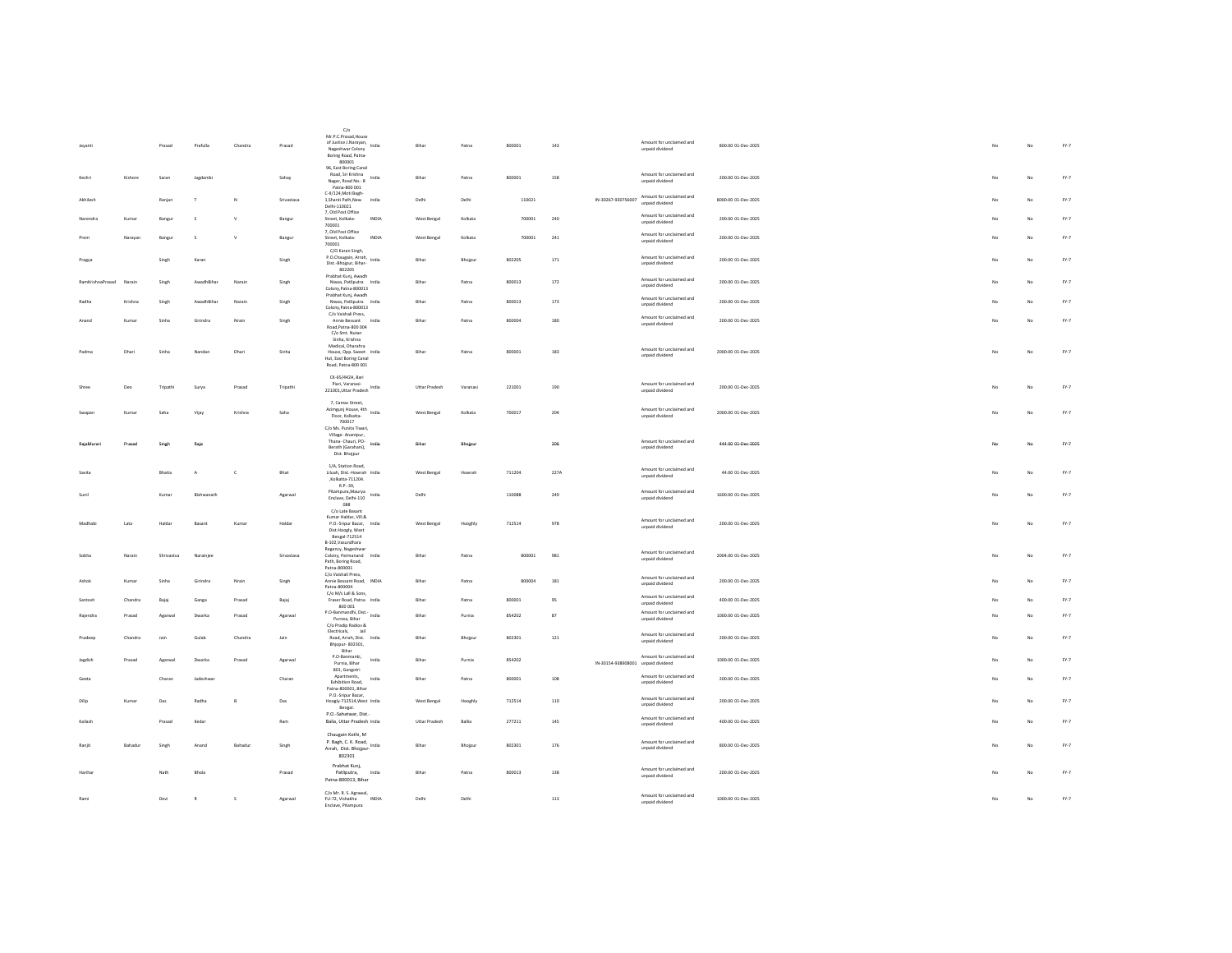| | | | | | | | | | | | | | | | | | | |
|---|---|---|---|---|---|---|---|---|---|---|---|---|---|---|---|---|---|---|
| Jayanti | | Prasad | Prafulla | Chandra | Prasad | C/o Mr.P.C.Prasad,House of Justice J.Narayan, Nageshwar Colony Boring Road, Patna-800001 | India | Bihar | Patna | 800001 | 143 | | Amount for unclaimed and unpaid dividend | 800.00 | 01-Dec-2025 | No | No | FY-7 |
| Keshri | Kishore | Saran | Jagdambi | | Sahay | 96, East Boring Canal Road, Sri Krishna Nagar, Road No.- 8 Patna-800 001 | India | Bihar | Patna | 800001 | 158 | | Amount for unclaimed and unpaid dividend | 200.00 | 01-Dec-2025 | No | No | FY-7 |
| Akhilesh | | Ranjan | T | N | Srivastava | C-II/124,Moti Bagh-1,Shanti Path,New Delhi-110021 | India | Delhi | Delhi | 110021 | | IN-30267-930756007 | Amount for unclaimed and unpaid dividend | 8000.00 | 01-Dec-2025 | No | No | FY-7 |
| Narendra | Kumar | Bangur | S | V | Bangur | 7, Old Post Office Street, Kolkata-700001 | INDIA | West Bengal | Kolkata | 700001 | 240 | | Amount for unclaimed and unpaid dividend | 200.00 | 01-Dec-2025 | No | No | FY-7 |
| Prem | Narayan | Bangur | S | V | Bangur | 7, Old Post Office Street, Kolkata-700001 | INDIA | West Bengal | Kolkata | 700001 | 241 | | Amount for unclaimed and unpaid dividend | 200.00 | 01-Dec-2025 | No | No | FY-7 |
| Pragya | | Singh | Karan | | Singh | C/O Karan Singh, P.O.Chaugain, Arrah, Dist.-Bhojpur, Bihar-802205 | India | Bihar | Bhojpur | 802205 | 171 | | Amount for unclaimed and unpaid dividend | 200.00 | 01-Dec-2025 | No | No | FY-7 |
| RamKrishnaPrasad | Narain | Singh | AwadhBihar | Narain | Singh | Prabhat Kunj, Awadh Niwas, Patliputra Colony,Patna-800013 | India | Bihar | Patna | 800013 | 172 | | Amount for unclaimed and unpaid dividend | 200.00 | 01-Dec-2025 | No | No | FY-7 |
| Radha | Krishna | Singh | AwadhBihar | Narain | Singh | Prabhat Kunj, Awadh Niwas, Patliputra Colony,Patna-800013 | India | Bihar | Patna | 800013 | 173 | | Amount for unclaimed and unpaid dividend | 200.00 | 01-Dec-2025 | No | No | FY-7 |
| Anand | Kumar | Sinha | Girindra | Nrain | Singh | C/o Vaishali Press, Annie Bessant Road,Patna-800 004 | India | Bihar | Patna | 800004 | 180 | | Amount for unclaimed and unpaid dividend | 200.00 | 01-Dec-2025 | No | No | FY-7 |
| Padma | Dhari | Sinha | Nandan | Dhari | Sinha | C/o Smt. Nutan Sinha, Krishna Medical, Dharahra House, Opp. Sweet Nut, East Boring Canal Road, Patna-800 001 | India | Bihar | Patna | 800001 | 183 | | Amount for unclaimed and unpaid dividend | 2000.00 | 01-Dec-2025 | No | No | FY-7 |
| Shree | Deo | Tripathi | Surya | Prasad | Tripathi | CK-65/442A, Bari Piari, Varanasi-221001,Uttar Pradesh | India | Uttar Pradesh | Varanasi | 221001 | 190 | | Amount for unclaimed and unpaid dividend | 200.00 | 01-Dec-2025 | No | No | FY-7 |
| Swapan | Kumar | Saha | Vijay | Krishna | Saha | 7, Camac Street, Azimganj House, 4th Floor, Kolkatta-700017 | India | West Bengal | Kolkata | 700017 | 204 | | Amount for unclaimed and unpaid dividend | 2000.00 | 01-Dec-2025 | No | No | FY-7 |
| RajaMurari | Prasad | Singh | Raja | | | C/o Ms. Punita Tiwari, Village- Anantpur, Thana- Chauri, PO-Berath (Garahani), Dist. Bhojpur | India | Bihar | Bhojpur | | 206 | | Amount for unclaimed and unpaid dividend | 444.00 | 01-Dec-2025 | No | No | FY-7 |
| Savita | | Bhatia | A | C | Bhat | 1/A, Station Road, Liluah, Dist.-Howrah ,Kolkatta-711204. | India | West Bengal | Howrah | 711204 | 227A | | Amount for unclaimed and unpaid dividend | 44.00 | 01-Dec-2025 | No | No | FY-7 |
| Sunil | | Kumar | Bishwanath | | Agarwal | R.P.-39, Pitampura,Maurya Enclave, Delhi-110 088 | India | Delhi | | 110088 | 249 | | Amount for unclaimed and unpaid dividend | 1600.00 | 01-Dec-2025 | No | No | FY-7 |
| Madhabi | Lata | Haldar | Basant | Kumar | Haldar | C/o Late Basant Kumar Haldar, Vill.& P.O.-Sripur Bazar, Dist.Hoogly, West Bengal-712514 | India | West Bengal | Hooghly | 712514 | 978 | | Amount for unclaimed and unpaid dividend | 200.00 | 01-Dec-2025 | No | No | FY-7 |
| Sobha | Narain | Shrivastva | Narainjee | | Srivastava | B-102,Vasundhara Regency, Nageshwar Colony, Parmanand Path, Boring Road, Patna-800001 | India | Bihar | Patna | 800001 | 981 | | Amount for unclaimed and unpaid dividend | 2004.00 | 01-Dec-2025 | No | No | FY-7 |
| Ashok | Kumar | Sinha | Girindra | Nrain | Singh | C/o Vaishali Press, Annie Bessant Road, Patna-800004 | INDIA | Bihar | Patna | 800004 | 181 | | Amount for unclaimed and unpaid dividend | 200.00 | 01-Dec-2025 | No | No | FY-7 |
| Santosh | Chandra | Bajaj | Ganga | Prasad | Bajaj | C/o M/s Lall & Sons, Fraser Road, Patna-800 001 | India | Bihar | Patna | 800001 | 95 | | Amount for unclaimed and unpaid dividend | 400.00 | 01-Dec-2025 | No | No | FY-7 |
| Rajendra | Prasad | Agarwal | Dwarka | Prasad | Agarwal | P.O-Banmandhi, Dist.-Purnea, Bihar | India | Bihar | Purnia | 854202 | 87 | | Amount for unclaimed and unpaid dividend | 1000.00 | 01-Dec-2025 | No | No | FY-7 |
| Pradeep | Chandra | Jain | Gulab | Chandra | Jain | C/o Pradip Radios & Electricals, Jail Road, Arrah, Dist. Bhojpur- 802301, Bihar | India | Bihar | Bhojpur | 802301 | 121 | | Amount for unclaimed and unpaid dividend | 200.00 | 01-Dec-2025 | No | No | FY-7 |
| Jagdish | Prasad | Agarwal | Dwarka | Prasad | Agarwal | P.O-Banmanki, Purnia, Bihar | India | Bihar | Purnia | 854202 | | IN-30154-938908001 | Amount for unclaimed and unpaid dividend | 1000.00 | 01-Dec-2025 | No | No | FY-7 |
| Geeta | | Charan | Jadeshwar | | Charan | 801, Gangotri Apartments, Exhibition Road, Patna-800001, Bihar | India | Bihar | Patna | 800001 | 108 | | Amount for unclaimed and unpaid dividend | 200.00 | 01-Dec-2025 | No | No | FY-7 |
| Dilip | Kumar | Das | Radha | B | Das | P.O.-Sripur Bazar, Hoogly-712514,West Bengal. | India | West Bengal | Hooghly | 712514 | 110 | | Amount for unclaimed and unpaid dividend | 200.00 | 01-Dec-2025 | No | No | FY-7 |
| Kailash | | Prasad | Kedar | | Ram | P.O. -Sahatwar, Dist.-Balia, Uttar Pradesh | India | Uttar Pradesh | Ballia | 277211 | 145 | | Amount for unclaimed and unpaid dividend | 400.00 | 01-Dec-2025 | No | No | FY-7 |
| Ranjit | Bahadur | Singh | Anand | Bahadur | Singh | Chaugain Kothi, M P. Bagh, C. K. Road, Arrah, Dist. Bhojpur-802301 | India | Bihar | Bhojpur | 802301 | 176 | | Amount for unclaimed and unpaid dividend | 800.00 | 01-Dec-2025 | No | No | FY-7 |
| Harihar | | Nath | Bhola | | Prasad | Prabhat Kunj, Patliputra, Patna-800013, Bihar | India | Bihar | Patna | 800013 | 138 | | Amount for unclaimed and unpaid dividend | 200.00 | 01-Dec-2025 | No | No | FY-7 |
| Rami | | Devi | R | S | Agarwal | C/o Mr. R. S. Agrawal, FU-72, Vishakha Enclave, Pitampura | INDIA | Delhi | Delhi | | 113 | | Amount for unclaimed and unpaid dividend | 1000.00 | 01-Dec-2025 | No | No | FY-7 |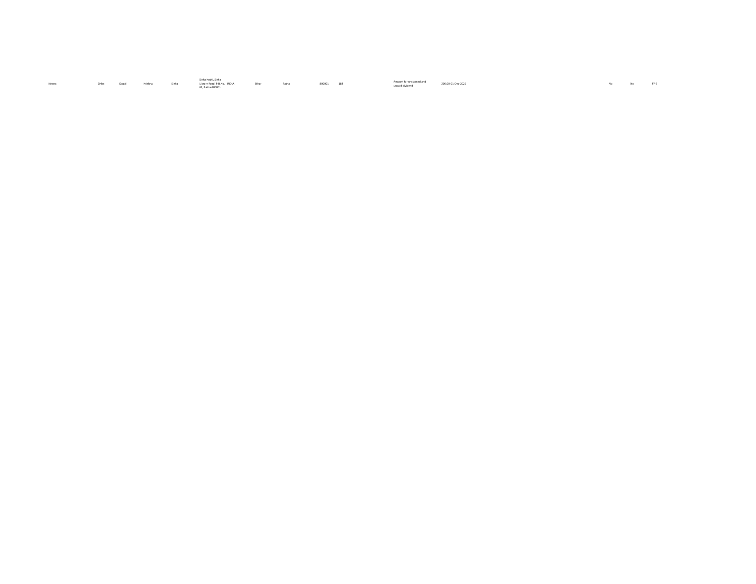| | | | | | | | | | | | | | | | | | | | |
|---|---|---|---|---|---|---|---|---|---|---|---|---|---|---|---|---|---|---|---|
| Neena | | Sinha | Gopal | Krishna | Sinha | Sinha Kothi, Sinha Library Road, P.B.No. 62, Patna-800001 | INDIA | Bihar | Patna | 800001 | 184 | | Amount for unclaimed and unpaid dividend | 200.00 | 01-Dec-2025 | | | No | No | FY-7 |